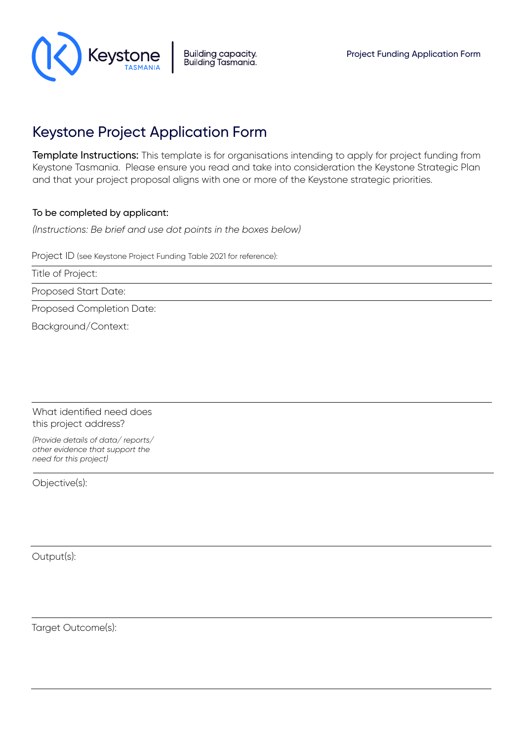# Keystone Project Application Form

**Template Instructions:** This template is for organisations intending to apply for project funding from Keystone Tasmania. Please ensure you read and take into consideration the Keystone Strategic Plan and that your project proposal aligns with one or more of the Keystone strategic priorities.

**To be completed by applicant:**

*(Instructions: Be brief and use dot points in the boxes below)*

Project ID (see Keystone Project Funding Table 2021 for reference):

Title of Project:

Proposed Start Date:

Proposed Completion Date:

Background/Context:

What identified need does this project address?

*(Provide details of data/ reports/ other evidence that support the need for this project)*

Objective(s):

Output(s):

Target Outcome(s):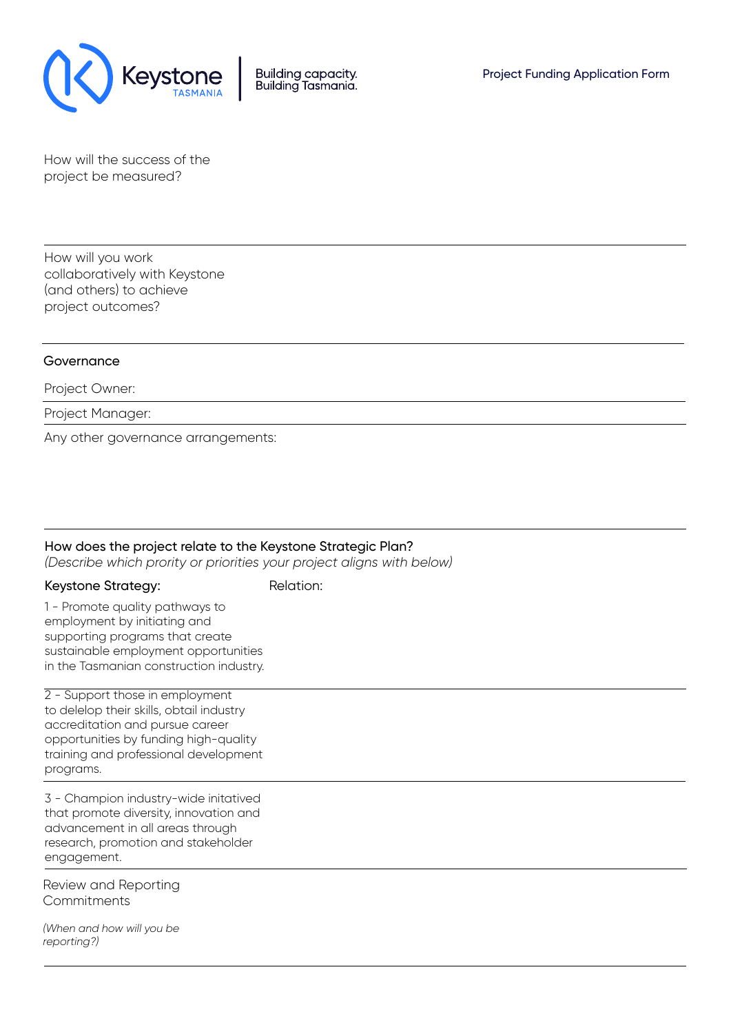How will the success of the project be measured?

How will you work collaboratively with Keystone (and others) to achieve project outcomes?

### Governance

Project Owner:

Project Manager:

Any other governance arrangements:

### How does the project relate to the Keystone Strategic Plan?

*(Describe which prority or priorities your project aligns with below)*

| Keystone Strategy: | Relation: |
|---|---|
| 1 - Promote quality pathways to employment by initiating and supporting programs that create sustainable employment opportunities in the Tasmanian construction industry. | |
| 2 - Support those in employment to delelop their skills, obtail industry accreditation and pursue career opportunities by funding high-quality training and professional development programs. | |
| 3 - Champion industry-wide initatived that promote diversity, innovation and advancement in all areas through research, promotion and stakeholder engagement. | |

Review and Reporting Commitments

*(When and how will you be reporting?)*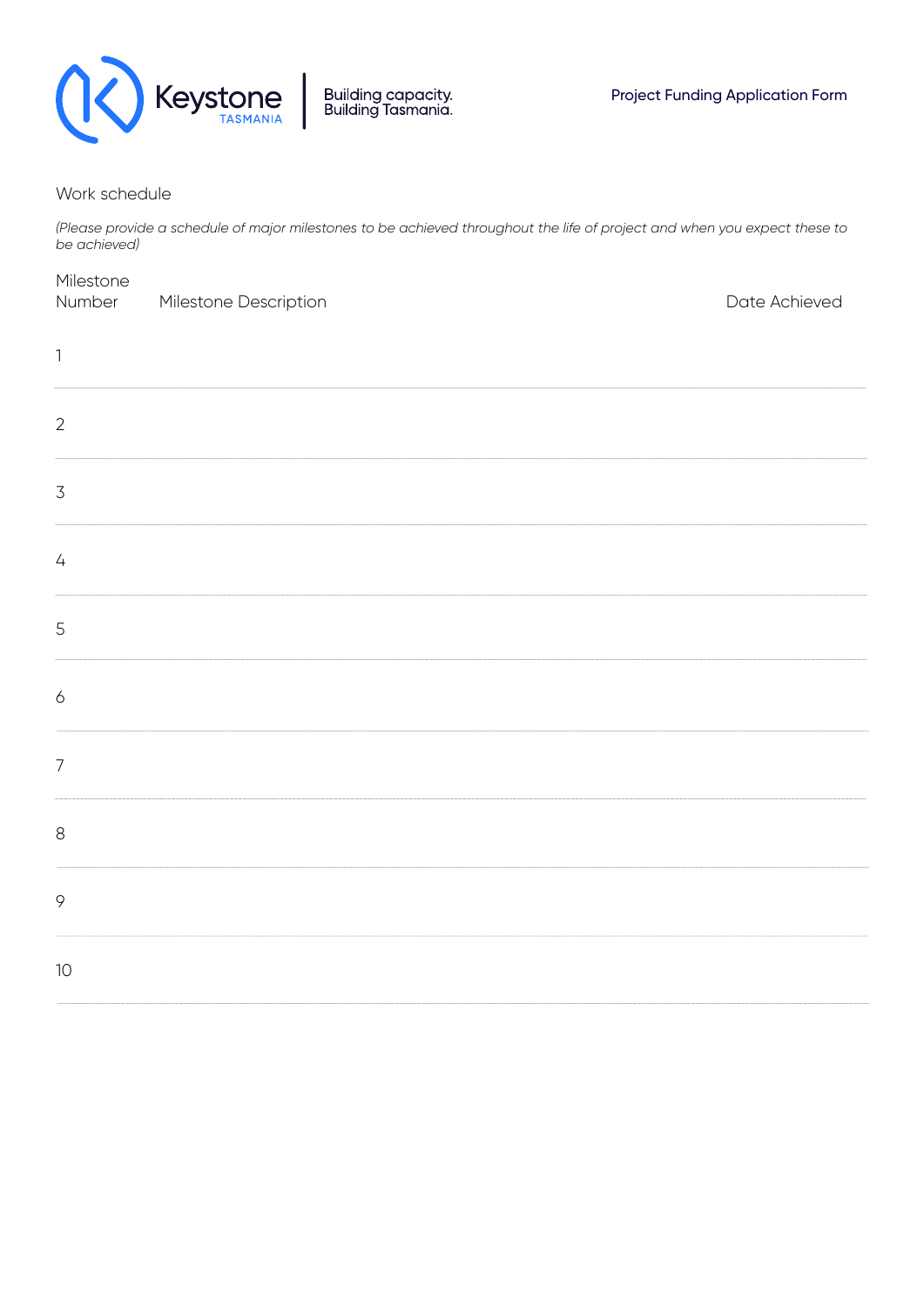Work schedule

*(Please provide a schedule of major milestones to be achieved throughout the life of project and when you expect these to be achieved)*

| Milestone Number | Milestone Description | Date Achieved |
|---|---|---|
| 1 | | |
| 2 | | |
| 3 | | |
| 4 | | |
| 5 | | |
| 6 | | |
| 7 | | |
| 8 | | |
| 9 | | |
| 10 | | |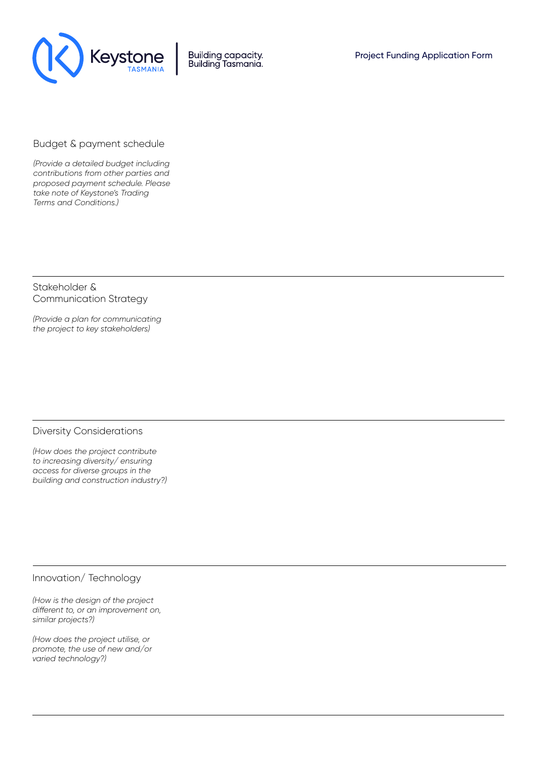## Budget & payment schedule

*(Provide a detailed budget including contributions from other parties and proposed payment schedule. Please take note of Keystone's Trading Terms and Conditions.)*

---

## Stakeholder & Communication Strategy

*(Provide a plan for communicating the project to key stakeholders)*

---

## Diversity Considerations

*(How does the project contribute to increasing diversity/ ensuring access for diverse groups in the building and construction industry?)*

---

## Innovation/ Technology

*(How is the design of the project different to, or an improvement on, similar projects?)*

*(How does the project utilise, or promote, the use of new and/or varied technology?)*

---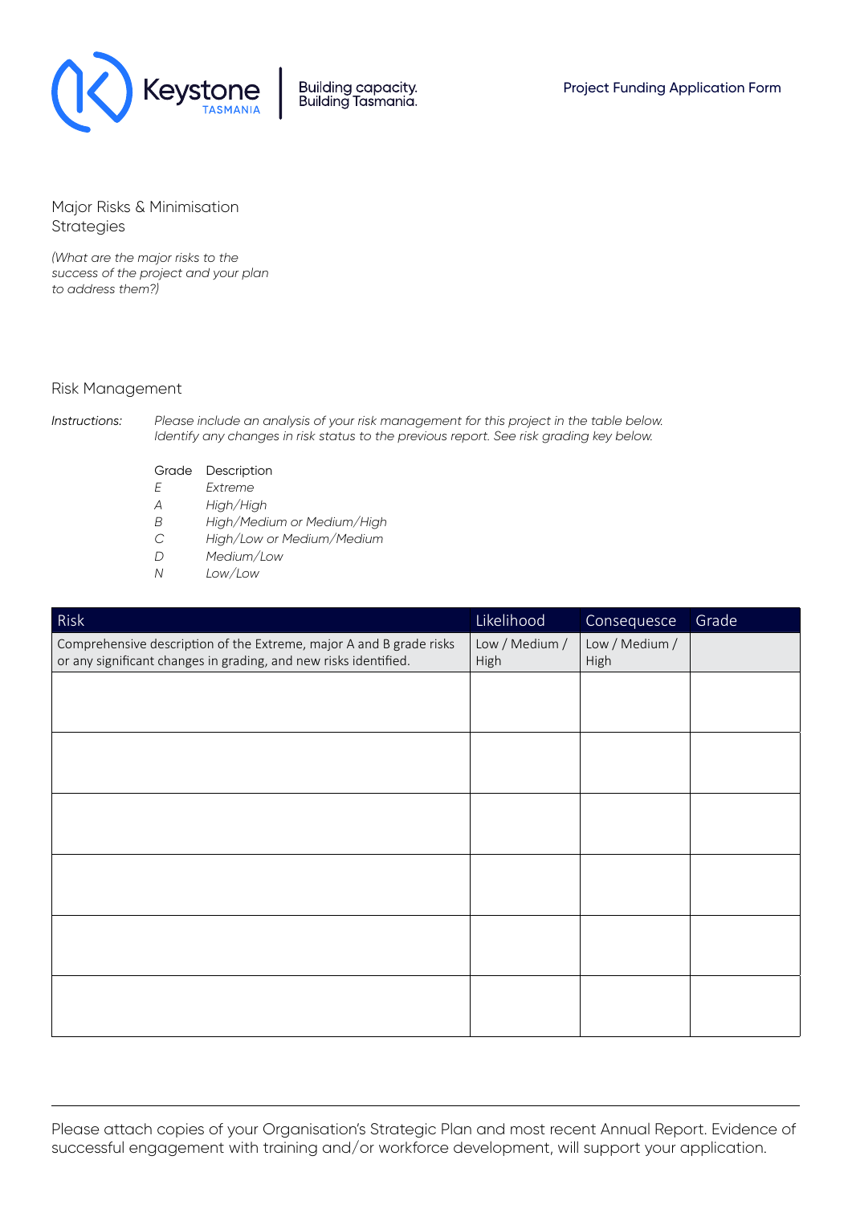Major Risks & Minimisation Strategies

*(What are the major risks to the success of the project and your plan to address them?)*

## Risk Management

*Instructions:* *Please include an analysis of your risk management for this project in the table below. Identify any changes in risk status to the previous report. See risk grading key below.*

| Grade | Description |
|---|---|
| *E* | *Extreme* |
| *A* | *High/High* |
| *B* | *High/Medium or Medium/High* |
| *C* | *High/Low or Medium/Medium* |
| *D* | *Medium/Low* |
| *N* | *Low/Low* |

| Risk | Likelihood | Consequesce | Grade |
|---|---|---|---|
| Comprehensive description of the Extreme, major A and B grade risks or any significant changes in grading, and new risks identified. | Low / Medium / High | Low / Medium / High | |
| | | | |
| | | | |
| | | | |
| | | | |
| | | | |
| | | | |

Please attach copies of your Organisation's Strategic Plan and most recent Annual Report. Evidence of successful engagement with training and/or workforce development, will support your application.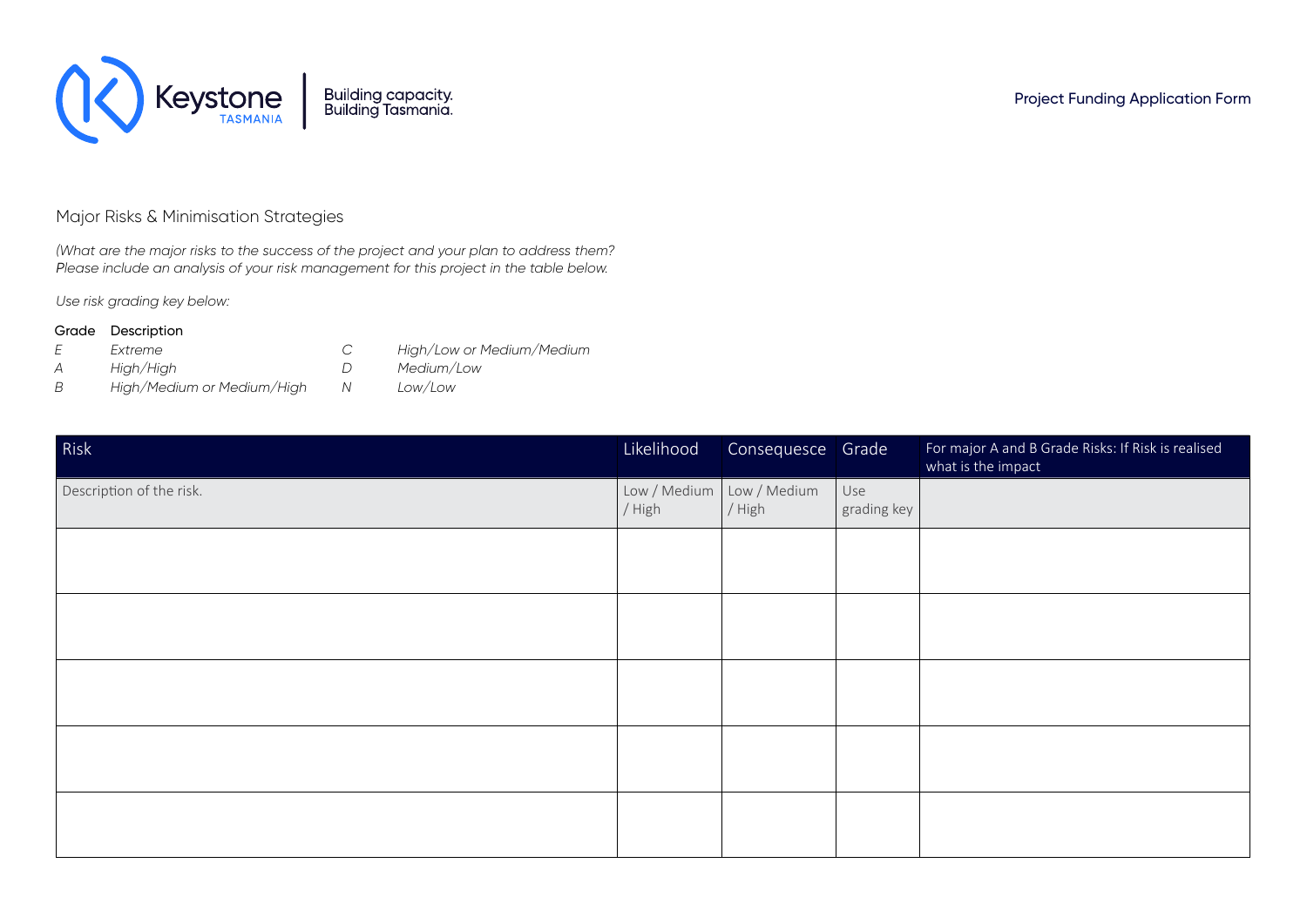## Major Risks & Minimisation Strategies

*(What are the major risks to the success of the project and your plan to address them? Please include an analysis of your risk management for this project in the table below.*

*Use risk grading key below:*

| Grade | Description | | |
|---|---|---|---|
| *E* | *Extreme* | *C* | *High/Low or Medium/Medium* |
| *A* | *High/High* | *D* | *Medium/Low* |
| *B* | *High/Medium or Medium/High* | *N* | *Low/Low* |

| Risk | Likelihood | Consequesce | Grade | For major A and B Grade Risks: If Risk is realised what is the impact |
|---|---|---|---|---|
| Description of the risk. | Low / Medium / High | Low / Medium / High | Use grading key | |
| | | | | |
| | | | | |
| | | | | |
| | | | | |
| | | | | |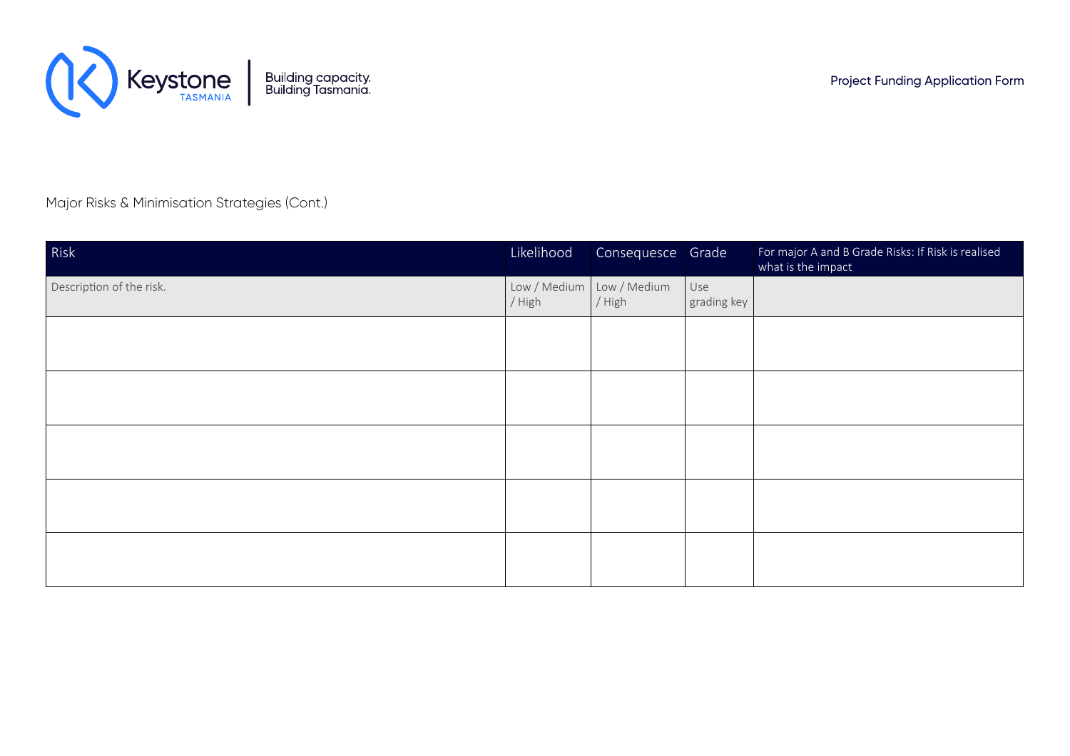Major Risks & Minimisation Strategies (Cont.)

| Risk | Likelihood | Consequesce | Grade | For major A and B Grade Risks: If Risk is realised what is the impact |
|---|---|---|---|---|
| Description of the risk. | Low / Medium / High | Low / Medium / High | Use grading key | |
| | | | | |
| | | | | |
| | | | | |
| | | | | |
| | | | | |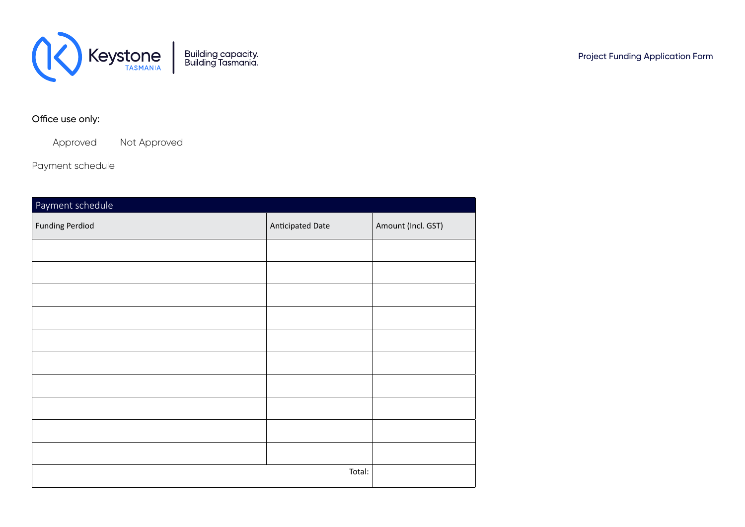Keystone TASMANIA | Building capacity. Building Tasmania.

Project Funding Application Form

Office use only:

Approved Not Approved

Payment schedule

| Payment schedule | | |
|---|---|---|
| Funding Perdiod | Anticipated Date | Amount (Incl. GST) |
| | | |
| | | |
| | | |
| | | |
| | | |
| | | |
| | | |
| | | |
| | | |
| | | |
| | Total: | |